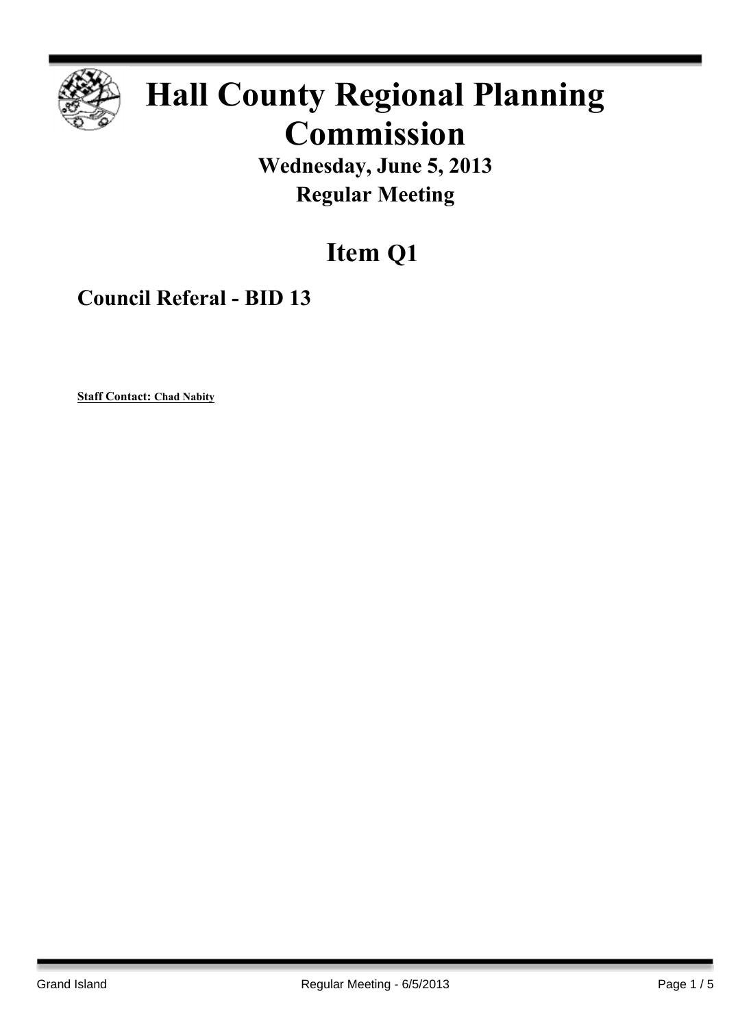# Hall County Regional Planning Commission

## Wednesday, June 5, 2013
## Regular Meeting

# Item Q1

## Council Referal - BID 13

**Staff Contact: Chad Nabity**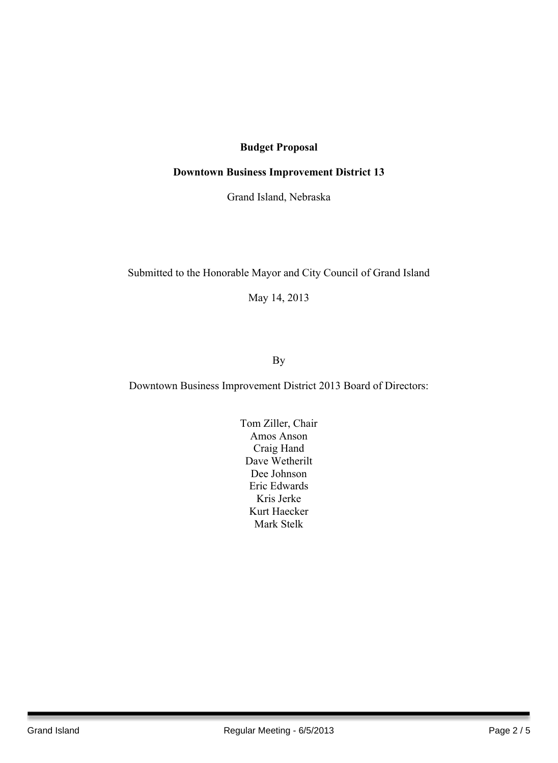**Budget Proposal**

**Downtown Business Improvement District 13**

Grand Island, Nebraska

Submitted to the Honorable Mayor and City Council of Grand Island

May 14, 2013

By

Downtown Business Improvement District 2013 Board of Directors:

Tom Ziller, Chair
Amos Anson
Craig Hand
Dave Wetherilt
Dee Johnson
Eric Edwards
Kris Jerke
Kurt Haecker
Mark Stelk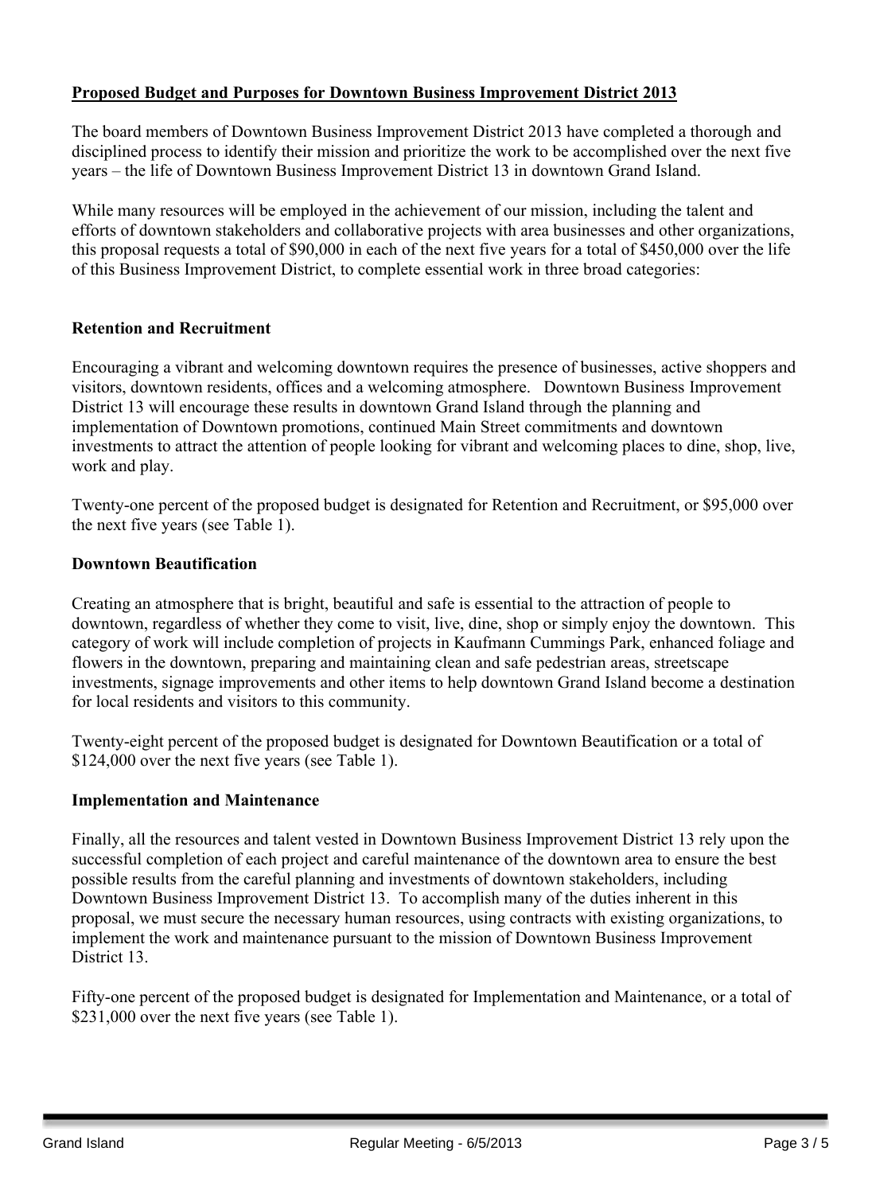## Proposed Budget and Purposes for Downtown Business Improvement District 2013

The board members of Downtown Business Improvement District 2013 have completed a thorough and disciplined process to identify their mission and prioritize the work to be accomplished over the next five years – the life of Downtown Business Improvement District 13 in downtown Grand Island.

While many resources will be employed in the achievement of our mission, including the talent and efforts of downtown stakeholders and collaborative projects with area businesses and other organizations, this proposal requests a total of $90,000 in each of the next five years for a total of $450,000 over the life of this Business Improvement District, to complete essential work in three broad categories:

### Retention and Recruitment

Encouraging a vibrant and welcoming downtown requires the presence of businesses, active shoppers and visitors, downtown residents, offices and a welcoming atmosphere. Downtown Business Improvement District 13 will encourage these results in downtown Grand Island through the planning and implementation of Downtown promotions, continued Main Street commitments and downtown investments to attract the attention of people looking for vibrant and welcoming places to dine, shop, live, work and play.

Twenty-one percent of the proposed budget is designated for Retention and Recruitment, or $95,000 over the next five years (see Table 1).

### Downtown Beautification

Creating an atmosphere that is bright, beautiful and safe is essential to the attraction of people to downtown, regardless of whether they come to visit, live, dine, shop or simply enjoy the downtown. This category of work will include completion of projects in Kaufmann Cummings Park, enhanced foliage and flowers in the downtown, preparing and maintaining clean and safe pedestrian areas, streetscape investments, signage improvements and other items to help downtown Grand Island become a destination for local residents and visitors to this community.

Twenty-eight percent of the proposed budget is designated for Downtown Beautification or a total of $124,000 over the next five years (see Table 1).

### Implementation and Maintenance

Finally, all the resources and talent vested in Downtown Business Improvement District 13 rely upon the successful completion of each project and careful maintenance of the downtown area to ensure the best possible results from the careful planning and investments of downtown stakeholders, including Downtown Business Improvement District 13. To accomplish many of the duties inherent in this proposal, we must secure the necessary human resources, using contracts with existing organizations, to implement the work and maintenance pursuant to the mission of Downtown Business Improvement District 13.

Fifty-one percent of the proposed budget is designated for Implementation and Maintenance, or a total of $231,000 over the next five years (see Table 1).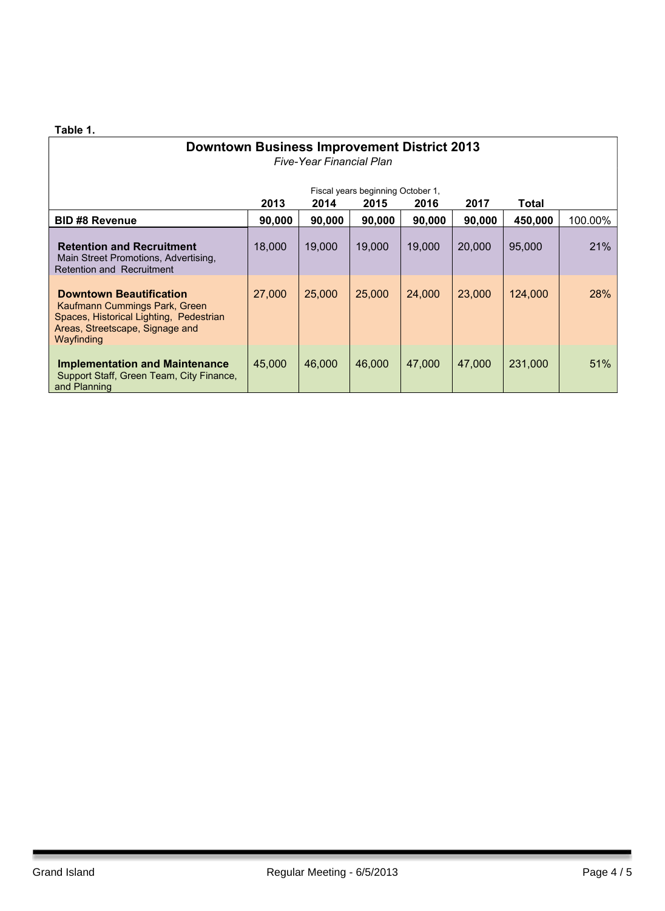**Table 1.**

| Downtown Business Improvement District 2013<br>*Five-Year Financial Plan* | | | | | | | |
|---|---|---|---|---|---|---|---|
| | Fiscal years beginning October 1, | | | | | | |
| | **2013** | **2014** | **2015** | **2016** | **2017** | **Total** | |
| **BID #8 Revenue** | **90,000** | **90,000** | **90,000** | **90,000** | **90,000** | **450,000** | 100.00% |
| **Retention and Recruitment**<br>Main Street Promotions, Advertising, Retention and Recruitment | 18,000 | 19,000 | 19,000 | 19,000 | 20,000 | 95,000 | 21% |
| **Downtown Beautification**<br>Kaufmann Cummings Park, Green Spaces, Historical Lighting, Pedestrian Areas, Streetscape, Signage and Wayfinding | 27,000 | 25,000 | 25,000 | 24,000 | 23,000 | 124,000 | 28% |
| **Implementation and Maintenance**<br>Support Staff, Green Team, City Finance, and Planning | 45,000 | 46,000 | 46,000 | 47,000 | 47,000 | 231,000 | 51% |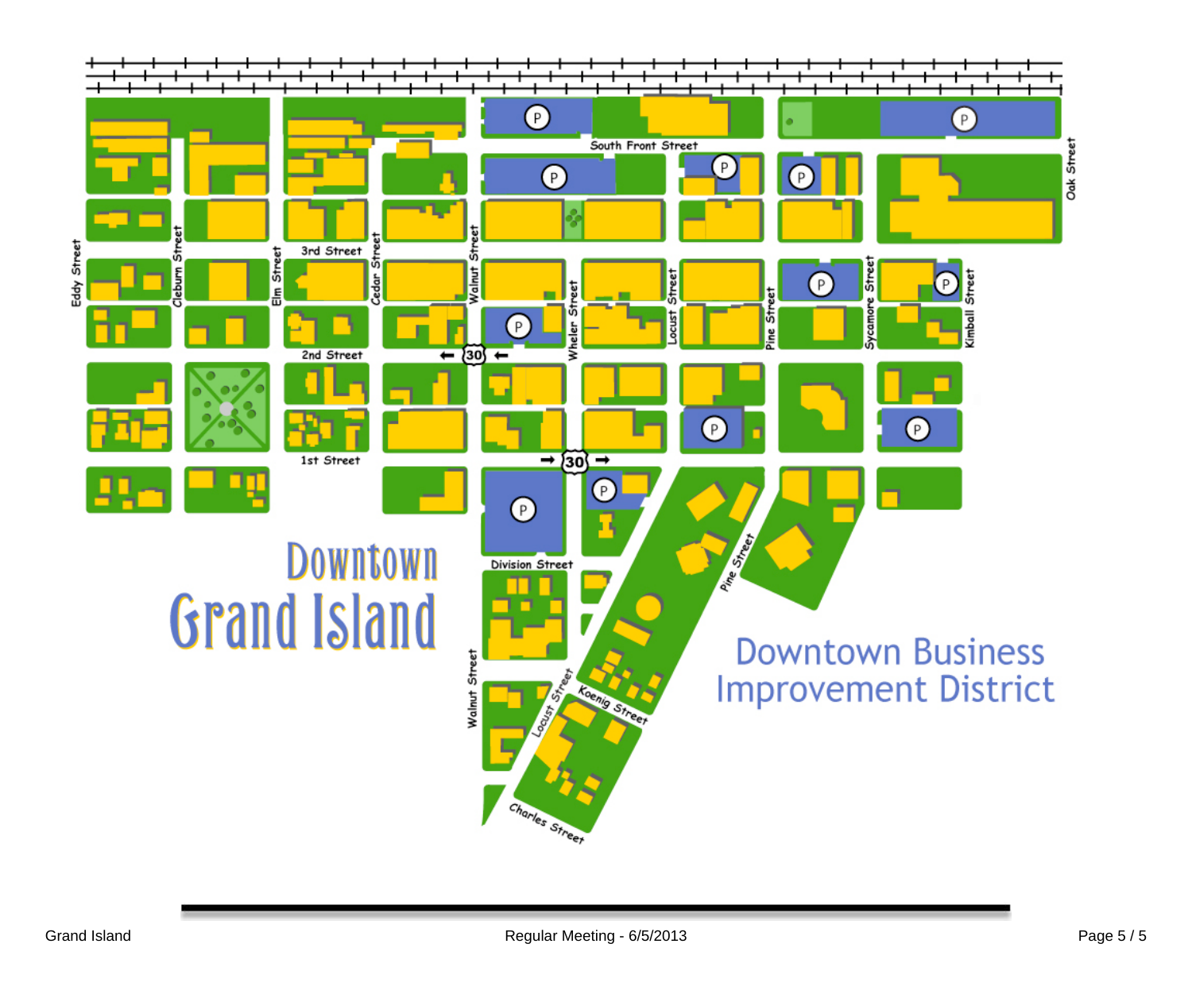Downtown

Grand Island

Downtown Business Improvement District

South Front Street

3rd Street

2nd Street

1st Street

Division Street

Koenig Street

Charles Street

Eddy Street

Cleburn Street

Elm Street

Cedar Street

Walnut Street

Wheler Street

Locust Street

Pine Street

Sycamore Street

Kimball Street

Oak Street

30